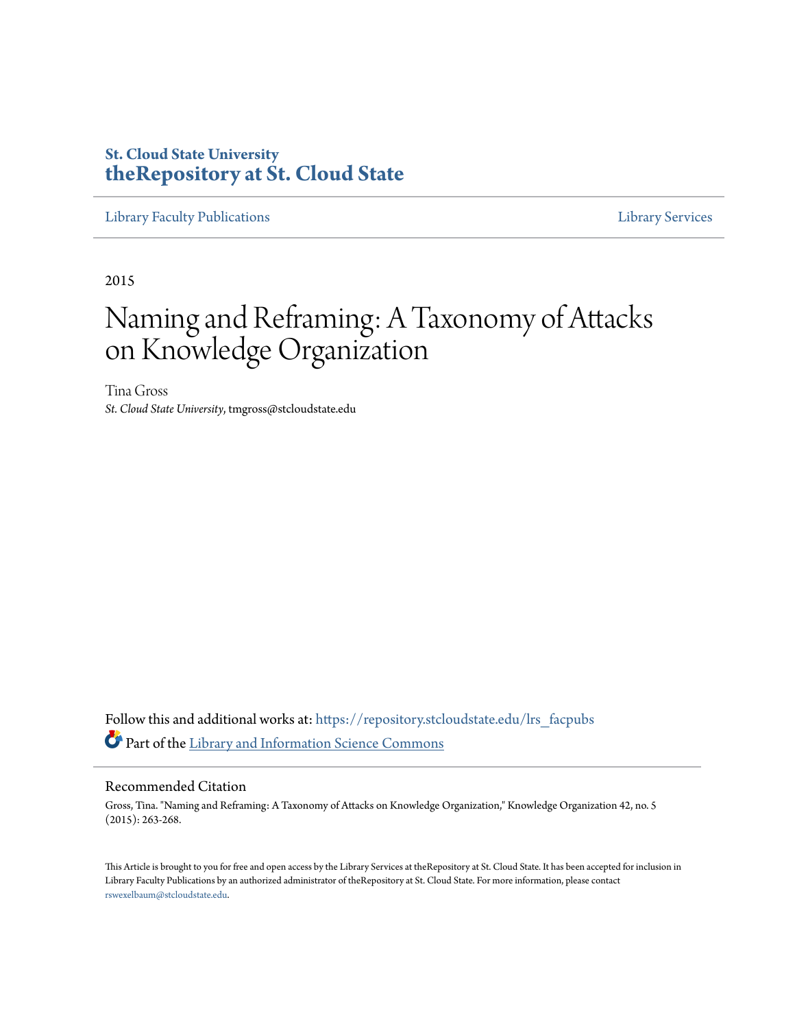St. Cloud State University
**theRepository at St. Cloud State**

Library Faculty Publications | Library Services

2015

# Naming and Reframing: A Taxonomy of Attacks on Knowledge Organization

Tina Gross
*St. Cloud State University*, tmgross@stcloudstate.edu

Follow this and additional works at: https://repository.stcloudstate.edu/lrs_facpubs

Part of the Library and Information Science Commons

## Recommended Citation

Gross, Tina. "Naming and Reframing: A Taxonomy of Attacks on Knowledge Organization," Knowledge Organization 42, no. 5 (2015): 263-268.

This Article is brought to you for free and open access by the Library Services at theRepository at St. Cloud State. It has been accepted for inclusion in Library Faculty Publications by an authorized administrator of theRepository at St. Cloud State. For more information, please contact rswexelbaum@stcloudstate.edu.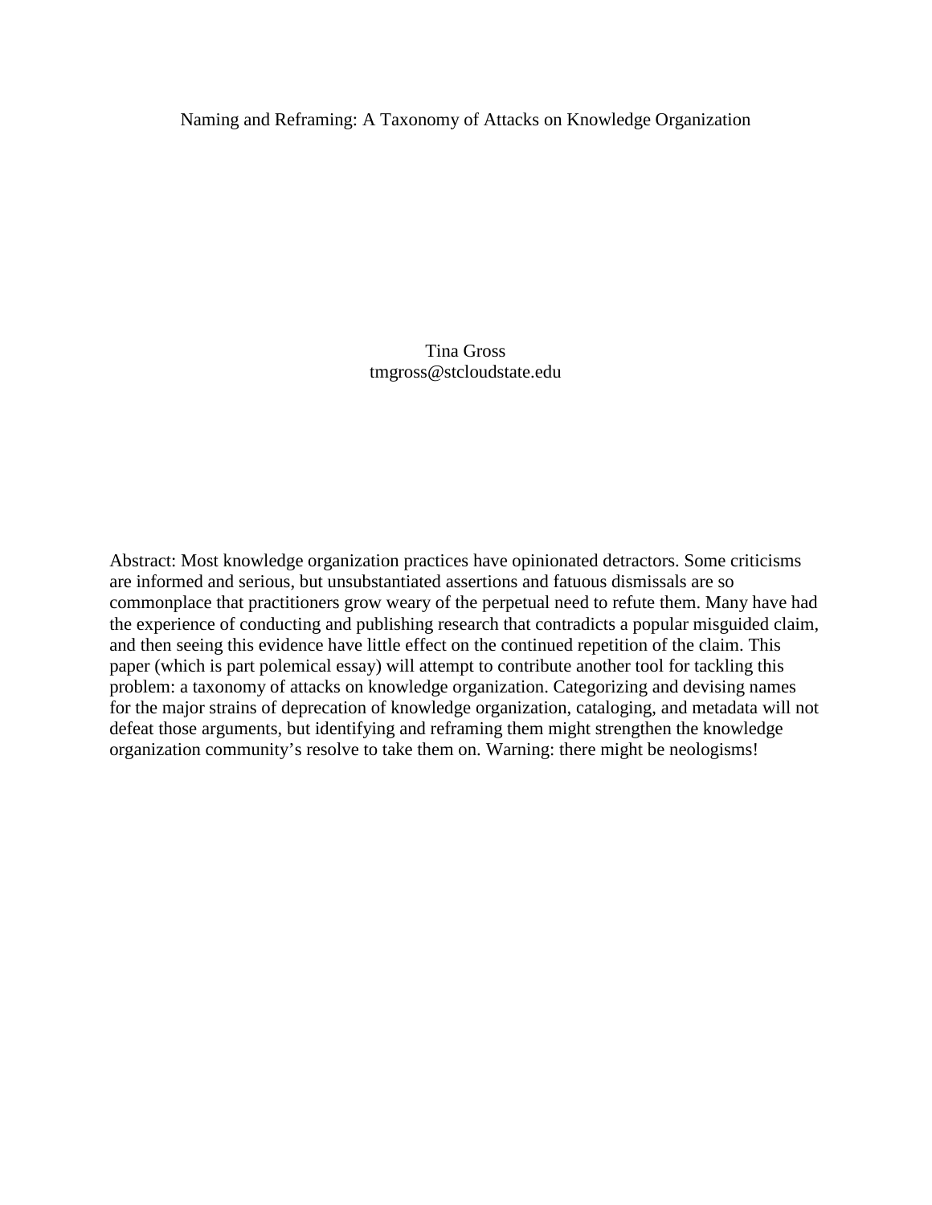# Naming and Reframing: A Taxonomy of Attacks on Knowledge Organization

Tina Gross
tmgross@stcloudstate.edu

Abstract: Most knowledge organization practices have opinionated detractors. Some criticisms are informed and serious, but unsubstantiated assertions and fatuous dismissals are so commonplace that practitioners grow weary of the perpetual need to refute them. Many have had the experience of conducting and publishing research that contradicts a popular misguided claim, and then seeing this evidence have little effect on the continued repetition of the claim. This paper (which is part polemical essay) will attempt to contribute another tool for tackling this problem: a taxonomy of attacks on knowledge organization. Categorizing and devising names for the major strains of deprecation of knowledge organization, cataloging, and metadata will not defeat those arguments, but identifying and reframing them might strengthen the knowledge organization community's resolve to take them on. Warning: there might be neologisms!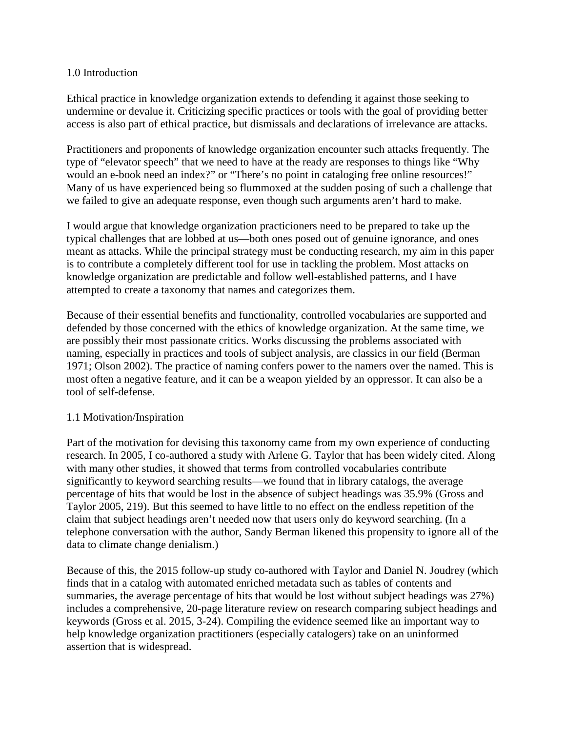## 1.0 Introduction

Ethical practice in knowledge organization extends to defending it against those seeking to undermine or devalue it. Criticizing specific practices or tools with the goal of providing better access is also part of ethical practice, but dismissals and declarations of irrelevance are attacks.

Practitioners and proponents of knowledge organization encounter such attacks frequently. The type of "elevator speech" that we need to have at the ready are responses to things like "Why would an e-book need an index?" or "There's no point in cataloging free online resources!" Many of us have experienced being so flummoxed at the sudden posing of such a challenge that we failed to give an adequate response, even though such arguments aren't hard to make.

I would argue that knowledge organization practicioners need to be prepared to take up the typical challenges that are lobbed at us—both ones posed out of genuine ignorance, and ones meant as attacks. While the principal strategy must be conducting research, my aim in this paper is to contribute a completely different tool for use in tackling the problem. Most attacks on knowledge organization are predictable and follow well-established patterns, and I have attempted to create a taxonomy that names and categorizes them.

Because of their essential benefits and functionality, controlled vocabularies are supported and defended by those concerned with the ethics of knowledge organization. At the same time, we are possibly their most passionate critics. Works discussing the problems associated with naming, especially in practices and tools of subject analysis, are classics in our field (Berman 1971; Olson 2002). The practice of naming confers power to the namers over the named. This is most often a negative feature, and it can be a weapon yielded by an oppressor. It can also be a tool of self-defense.

### 1.1 Motivation/Inspiration

Part of the motivation for devising this taxonomy came from my own experience of conducting research. In 2005, I co-authored a study with Arlene G. Taylor that has been widely cited. Along with many other studies, it showed that terms from controlled vocabularies contribute significantly to keyword searching results—we found that in library catalogs, the average percentage of hits that would be lost in the absence of subject headings was 35.9% (Gross and Taylor 2005, 219). But this seemed to have little to no effect on the endless repetition of the claim that subject headings aren't needed now that users only do keyword searching. (In a telephone conversation with the author, Sandy Berman likened this propensity to ignore all of the data to climate change denialism.)

Because of this, the 2015 follow-up study co-authored with Taylor and Daniel N. Joudrey (which finds that in a catalog with automated enriched metadata such as tables of contents and summaries, the average percentage of hits that would be lost without subject headings was 27%) includes a comprehensive, 20-page literature review on research comparing subject headings and keywords (Gross et al. 2015, 3-24). Compiling the evidence seemed like an important way to help knowledge organization practitioners (especially catalogers) take on an uninformed assertion that is widespread.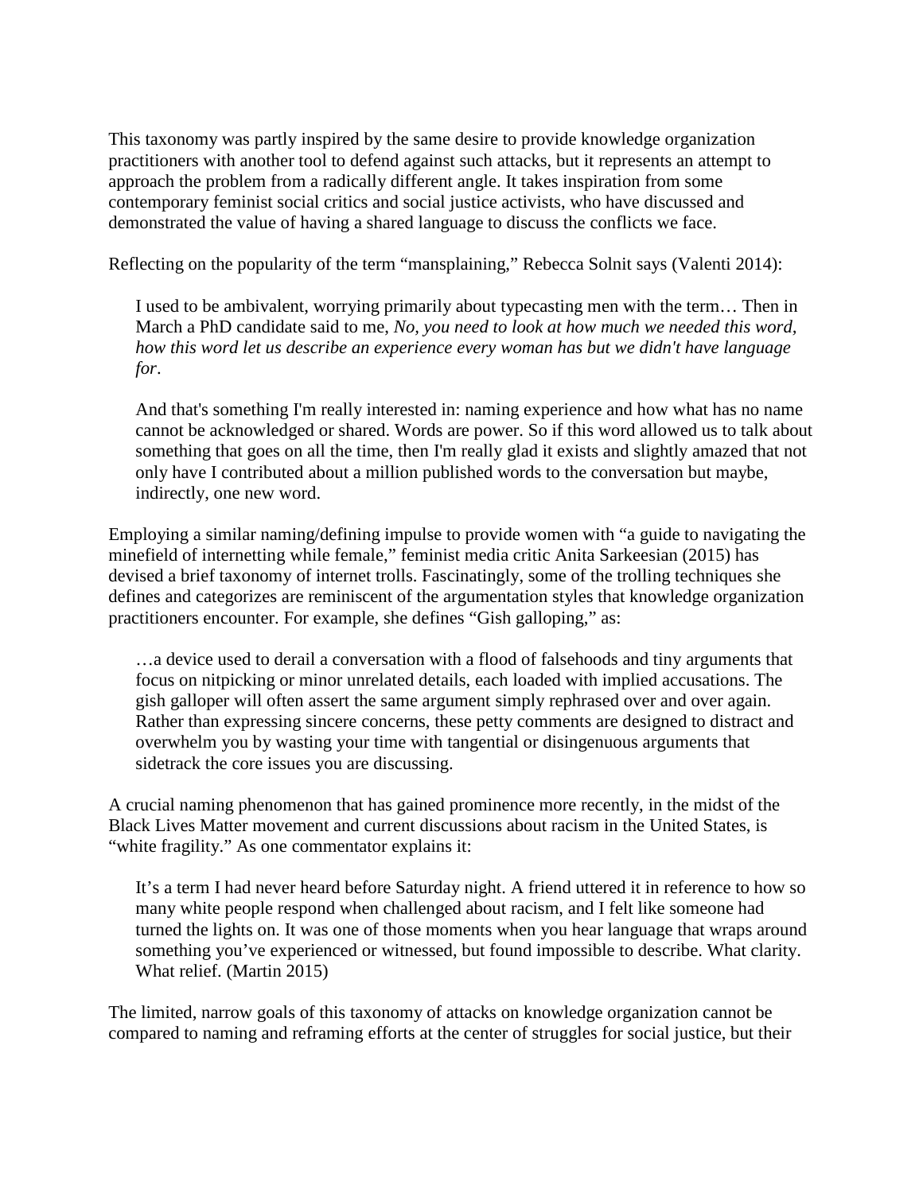This taxonomy was partly inspired by the same desire to provide knowledge organization practitioners with another tool to defend against such attacks, but it represents an attempt to approach the problem from a radically different angle. It takes inspiration from some contemporary feminist social critics and social justice activists, who have discussed and demonstrated the value of having a shared language to discuss the conflicts we face.

Reflecting on the popularity of the term "mansplaining," Rebecca Solnit says (Valenti 2014):

> I used to be ambivalent, worrying primarily about typecasting men with the term… Then in March a PhD candidate said to me, *No, you need to look at how much we needed this word, how this word let us describe an experience every woman has but we didn't have language for*.
>
> And that's something I'm really interested in: naming experience and how what has no name cannot be acknowledged or shared. Words are power. So if this word allowed us to talk about something that goes on all the time, then I'm really glad it exists and slightly amazed that not only have I contributed about a million published words to the conversation but maybe, indirectly, one new word.

Employing a similar naming/defining impulse to provide women with "a guide to navigating the minefield of internetting while female," feminist media critic Anita Sarkeesian (2015) has devised a brief taxonomy of internet trolls. Fascinatingly, some of the trolling techniques she defines and categorizes are reminiscent of the argumentation styles that knowledge organization practitioners encounter. For example, she defines "Gish galloping," as:

> …a device used to derail a conversation with a flood of falsehoods and tiny arguments that focus on nitpicking or minor unrelated details, each loaded with implied accusations. The gish galloper will often assert the same argument simply rephrased over and over again. Rather than expressing sincere concerns, these petty comments are designed to distract and overwhelm you by wasting your time with tangential or disingenuous arguments that sidetrack the core issues you are discussing.

A crucial naming phenomenon that has gained prominence more recently, in the midst of the Black Lives Matter movement and current discussions about racism in the United States, is "white fragility." As one commentator explains it:

> It's a term I had never heard before Saturday night. A friend uttered it in reference to how so many white people respond when challenged about racism, and I felt like someone had turned the lights on. It was one of those moments when you hear language that wraps around something you've experienced or witnessed, but found impossible to describe. What clarity. What relief. (Martin 2015)

The limited, narrow goals of this taxonomy of attacks on knowledge organization cannot be compared to naming and reframing efforts at the center of struggles for social justice, but their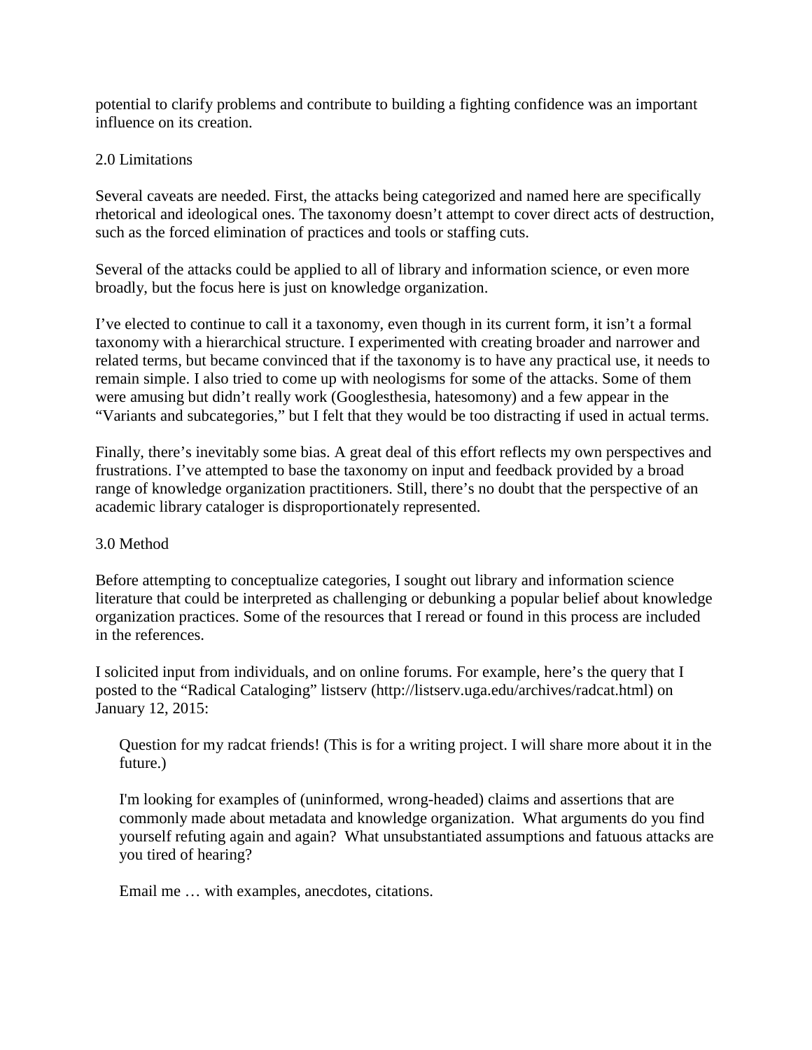potential to clarify problems and contribute to building a fighting confidence was an important influence on its creation.

## 2.0 Limitations

Several caveats are needed. First, the attacks being categorized and named here are specifically rhetorical and ideological ones. The taxonomy doesn't attempt to cover direct acts of destruction, such as the forced elimination of practices and tools or staffing cuts.

Several of the attacks could be applied to all of library and information science, or even more broadly, but the focus here is just on knowledge organization.

I've elected to continue to call it a taxonomy, even though in its current form, it isn't a formal taxonomy with a hierarchical structure. I experimented with creating broader and narrower and related terms, but became convinced that if the taxonomy is to have any practical use, it needs to remain simple. I also tried to come up with neologisms for some of the attacks. Some of them were amusing but didn't really work (Googlesthesia, hatesomony) and a few appear in the "Variants and subcategories," but I felt that they would be too distracting if used in actual terms.

Finally, there's inevitably some bias. A great deal of this effort reflects my own perspectives and frustrations. I've attempted to base the taxonomy on input and feedback provided by a broad range of knowledge organization practitioners. Still, there's no doubt that the perspective of an academic library cataloger is disproportionately represented.

## 3.0 Method

Before attempting to conceptualize categories, I sought out library and information science literature that could be interpreted as challenging or debunking a popular belief about knowledge organization practices. Some of the resources that I reread or found in this process are included in the references.

I solicited input from individuals, and on online forums. For example, here's the query that I posted to the "Radical Cataloging" listserv (http://listserv.uga.edu/archives/radcat.html) on January 12, 2015:

> Question for my radcat friends! (This is for a writing project. I will share more about it in the future.)
>
> I'm looking for examples of (uninformed, wrong-headed) claims and assertions that are commonly made about metadata and knowledge organization. What arguments do you find yourself refuting again and again? What unsubstantiated assumptions and fatuous attacks are you tired of hearing?
>
> Email me … with examples, anecdotes, citations.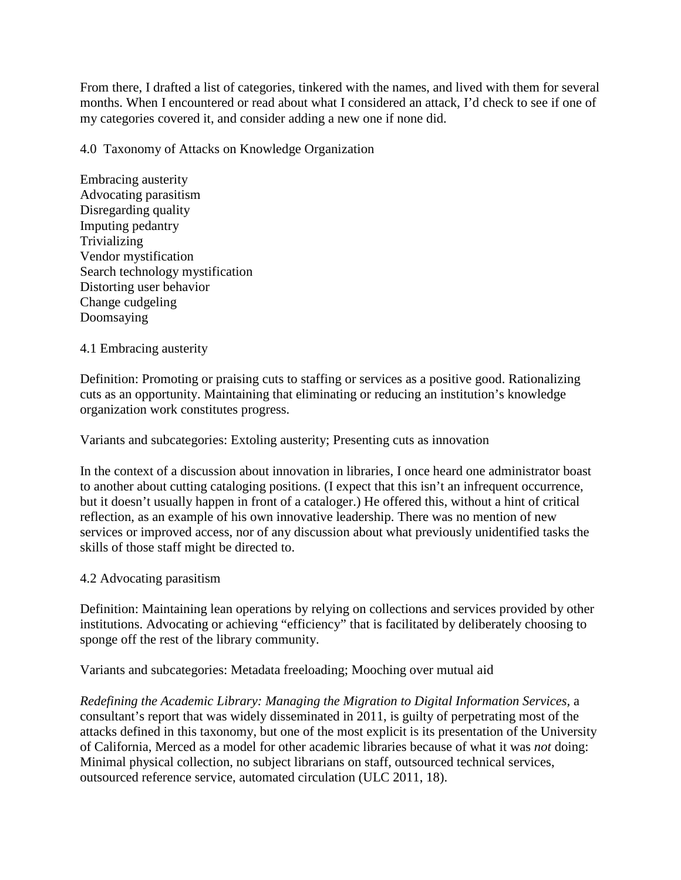From there, I drafted a list of categories, tinkered with the names, and lived with them for several months. When I encountered or read about what I considered an attack, I'd check to see if one of my categories covered it, and consider adding a new one if none did.

## 4.0 Taxonomy of Attacks on Knowledge Organization

Embracing austerity
Advocating parasitism
Disregarding quality
Imputing pedantry
Trivializing
Vendor mystification
Search technology mystification
Distorting user behavior
Change cudgeling
Doomsaying

### 4.1 Embracing austerity

Definition: Promoting or praising cuts to staffing or services as a positive good. Rationalizing cuts as an opportunity. Maintaining that eliminating or reducing an institution's knowledge organization work constitutes progress.

Variants and subcategories: Extoling austerity; Presenting cuts as innovation

In the context of a discussion about innovation in libraries, I once heard one administrator boast to another about cutting cataloging positions. (I expect that this isn't an infrequent occurrence, but it doesn't usually happen in front of a cataloger.) He offered this, without a hint of critical reflection, as an example of his own innovative leadership. There was no mention of new services or improved access, nor of any discussion about what previously unidentified tasks the skills of those staff might be directed to.

### 4.2 Advocating parasitism

Definition: Maintaining lean operations by relying on collections and services provided by other institutions. Advocating or achieving "efficiency" that is facilitated by deliberately choosing to sponge off the rest of the library community.

Variants and subcategories: Metadata freeloading; Mooching over mutual aid

*Redefining the Academic Library: Managing the Migration to Digital Information Services*, a consultant's report that was widely disseminated in 2011, is guilty of perpetrating most of the attacks defined in this taxonomy, but one of the most explicit is its presentation of the University of California, Merced as a model for other academic libraries because of what it was *not* doing: Minimal physical collection, no subject librarians on staff, outsourced technical services, outsourced reference service, automated circulation (ULC 2011, 18).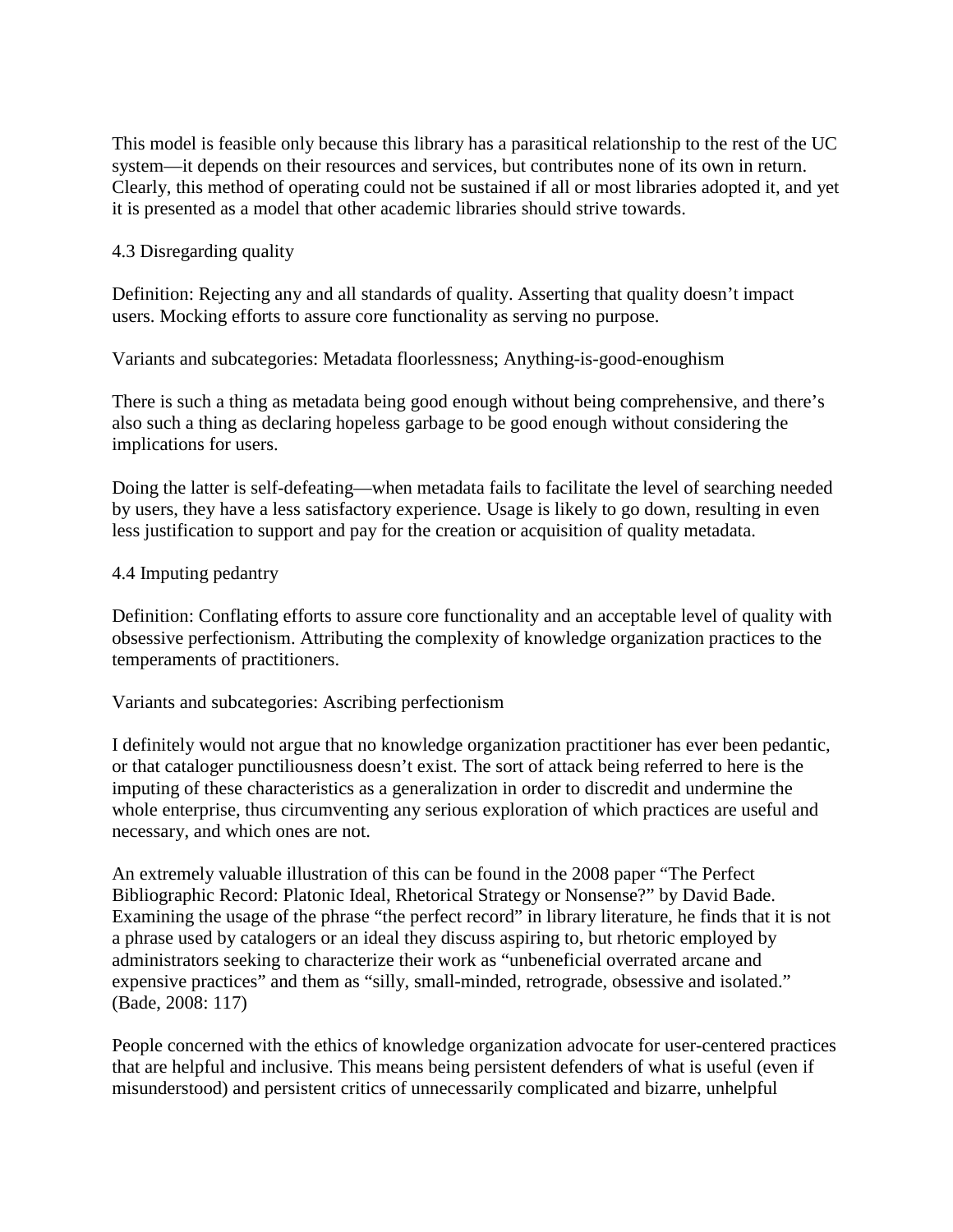This model is feasible only because this library has a parasitical relationship to the rest of the UC system—it depends on their resources and services, but contributes none of its own in return. Clearly, this method of operating could not be sustained if all or most libraries adopted it, and yet it is presented as a model that other academic libraries should strive towards.

### 4.3 Disregarding quality

Definition: Rejecting any and all standards of quality. Asserting that quality doesn't impact users. Mocking efforts to assure core functionality as serving no purpose.

Variants and subcategories: Metadata floorlessness; Anything-is-good-enoughism

There is such a thing as metadata being good enough without being comprehensive, and there's also such a thing as declaring hopeless garbage to be good enough without considering the implications for users.

Doing the latter is self-defeating—when metadata fails to facilitate the level of searching needed by users, they have a less satisfactory experience. Usage is likely to go down, resulting in even less justification to support and pay for the creation or acquisition of quality metadata.

### 4.4 Imputing pedantry

Definition: Conflating efforts to assure core functionality and an acceptable level of quality with obsessive perfectionism. Attributing the complexity of knowledge organization practices to the temperaments of practitioners.

Variants and subcategories: Ascribing perfectionism

I definitely would not argue that no knowledge organization practitioner has ever been pedantic, or that cataloger punctiliousness doesn't exist. The sort of attack being referred to here is the imputing of these characteristics as a generalization in order to discredit and undermine the whole enterprise, thus circumventing any serious exploration of which practices are useful and necessary, and which ones are not.

An extremely valuable illustration of this can be found in the 2008 paper "The Perfect Bibliographic Record: Platonic Ideal, Rhetorical Strategy or Nonsense?" by David Bade. Examining the usage of the phrase "the perfect record" in library literature, he finds that it is not a phrase used by catalogers or an ideal they discuss aspiring to, but rhetoric employed by administrators seeking to characterize their work as "unbeneficial overrated arcane and expensive practices" and them as "silly, small-minded, retrograde, obsessive and isolated." (Bade, 2008: 117)

People concerned with the ethics of knowledge organization advocate for user-centered practices that are helpful and inclusive. This means being persistent defenders of what is useful (even if misunderstood) and persistent critics of unnecessarily complicated and bizarre, unhelpful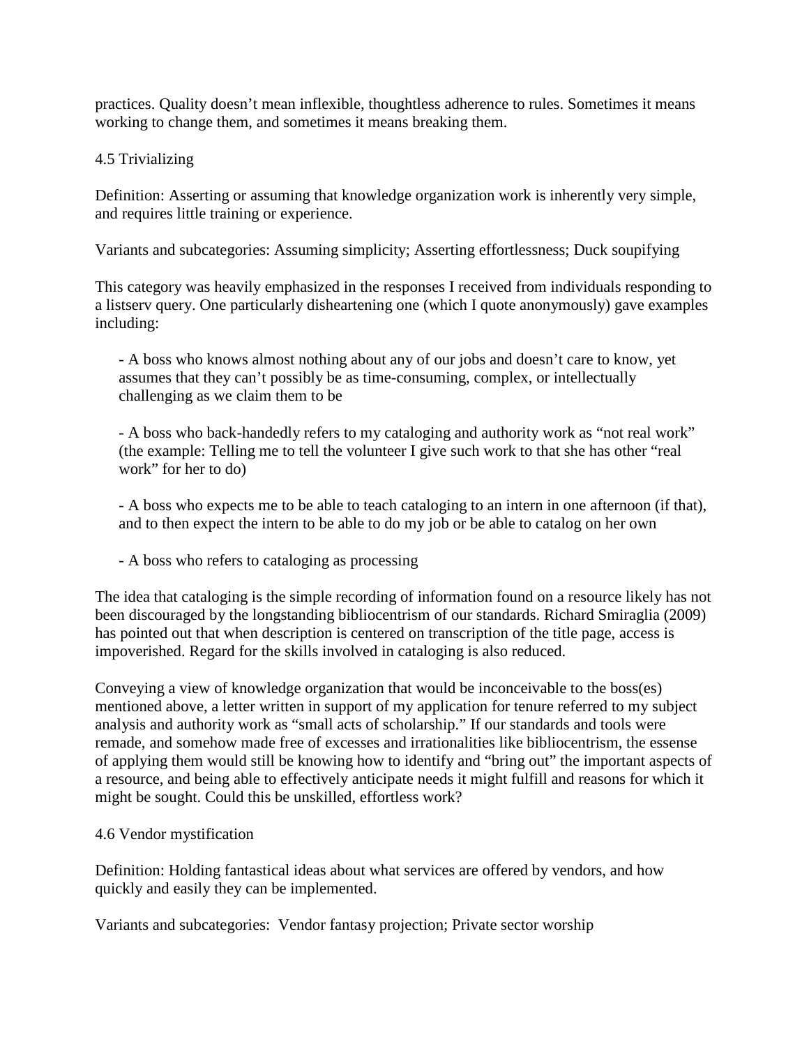practices. Quality doesn't mean inflexible, thoughtless adherence to rules. Sometimes it means working to change them, and sometimes it means breaking them.

### 4.5 Trivializing

Definition: Asserting or assuming that knowledge organization work is inherently very simple, and requires little training or experience.

Variants and subcategories: Assuming simplicity; Asserting effortlessness; Duck soupifying

This category was heavily emphasized in the responses I received from individuals responding to a listserv query. One particularly disheartening one (which I quote anonymously) gave examples including:

> - A boss who knows almost nothing about any of our jobs and doesn't care to know, yet assumes that they can't possibly be as time-consuming, complex, or intellectually challenging as we claim them to be
>
> - A boss who back-handedly refers to my cataloging and authority work as "not real work" (the example: Telling me to tell the volunteer I give such work to that she has other "real work" for her to do)
>
> - A boss who expects me to be able to teach cataloging to an intern in one afternoon (if that), and to then expect the intern to be able to do my job or be able to catalog on her own
>
> - A boss who refers to cataloging as processing

The idea that cataloging is the simple recording of information found on a resource likely has not been discouraged by the longstanding bibliocentrism of our standards. Richard Smiraglia (2009) has pointed out that when description is centered on transcription of the title page, access is impoverished. Regard for the skills involved in cataloging is also reduced.

Conveying a view of knowledge organization that would be inconceivable to the boss(es) mentioned above, a letter written in support of my application for tenure referred to my subject analysis and authority work as "small acts of scholarship." If our standards and tools were remade, and somehow made free of excesses and irrationalities like bibliocentrism, the essense of applying them would still be knowing how to identify and "bring out" the important aspects of a resource, and being able to effectively anticipate needs it might fulfill and reasons for which it might be sought. Could this be unskilled, effortless work?

### 4.6 Vendor mystification

Definition: Holding fantastical ideas about what services are offered by vendors, and how quickly and easily they can be implemented.

Variants and subcategories: Vendor fantasy projection; Private sector worship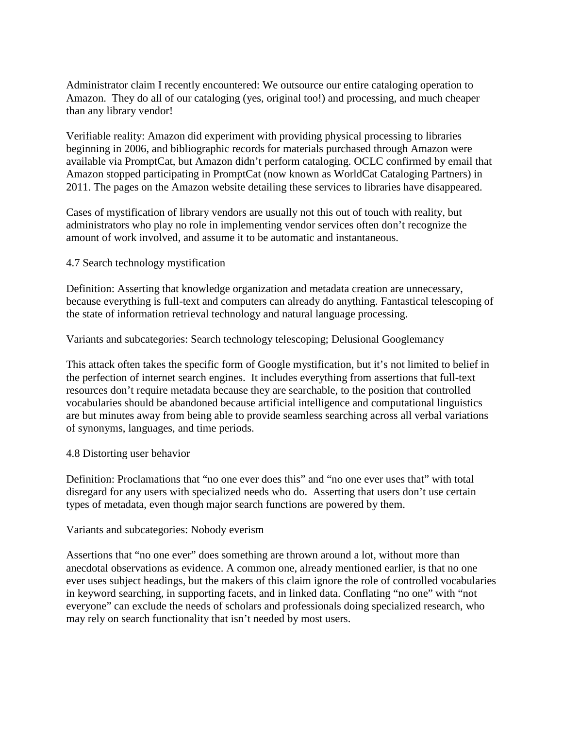Administrator claim I recently encountered: We outsource our entire cataloging operation to Amazon. They do all of our cataloging (yes, original too!) and processing, and much cheaper than any library vendor!

Verifiable reality: Amazon did experiment with providing physical processing to libraries beginning in 2006, and bibliographic records for materials purchased through Amazon were available via PromptCat, but Amazon didn't perform cataloging. OCLC confirmed by email that Amazon stopped participating in PromptCat (now known as WorldCat Cataloging Partners) in 2011. The pages on the Amazon website detailing these services to libraries have disappeared.

Cases of mystification of library vendors are usually not this out of touch with reality, but administrators who play no role in implementing vendor services often don't recognize the amount of work involved, and assume it to be automatic and instantaneous.

### 4.7 Search technology mystification

Definition: Asserting that knowledge organization and metadata creation are unnecessary, because everything is full-text and computers can already do anything. Fantastical telescoping of the state of information retrieval technology and natural language processing.

Variants and subcategories: Search technology telescoping; Delusional Googlemancy

This attack often takes the specific form of Google mystification, but it's not limited to belief in the perfection of internet search engines. It includes everything from assertions that full-text resources don't require metadata because they are searchable, to the position that controlled vocabularies should be abandoned because artificial intelligence and computational linguistics are but minutes away from being able to provide seamless searching across all verbal variations of synonyms, languages, and time periods.

### 4.8 Distorting user behavior

Definition: Proclamations that "no one ever does this" and "no one ever uses that" with total disregard for any users with specialized needs who do. Asserting that users don't use certain types of metadata, even though major search functions are powered by them.

Variants and subcategories: Nobody everism

Assertions that "no one ever" does something are thrown around a lot, without more than anecdotal observations as evidence. A common one, already mentioned earlier, is that no one ever uses subject headings, but the makers of this claim ignore the role of controlled vocabularies in keyword searching, in supporting facets, and in linked data. Conflating "no one" with "not everyone" can exclude the needs of scholars and professionals doing specialized research, who may rely on search functionality that isn't needed by most users.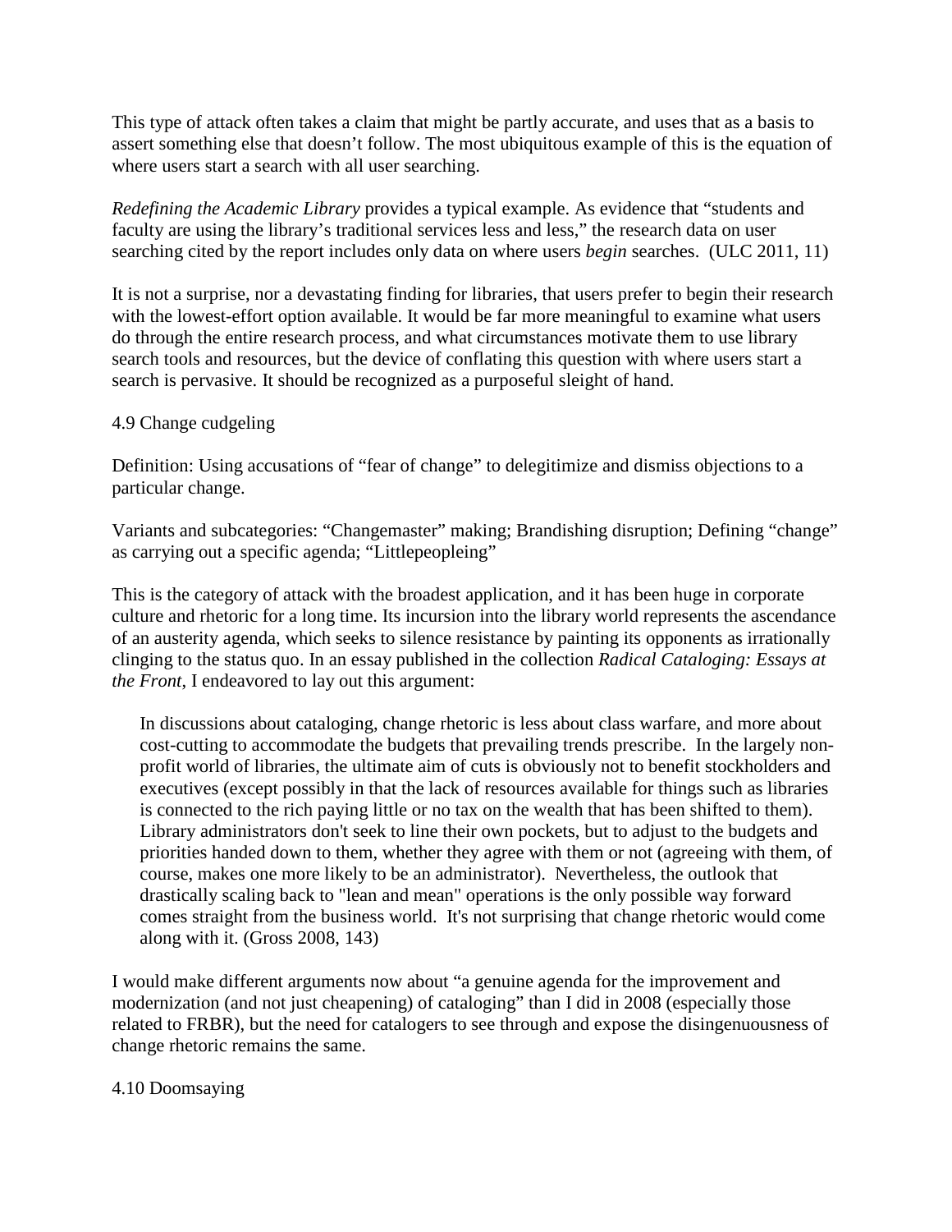This type of attack often takes a claim that might be partly accurate, and uses that as a basis to assert something else that doesn't follow. The most ubiquitous example of this is the equation of where users start a search with all user searching.

*Redefining the Academic Library* provides a typical example. As evidence that "students and faculty are using the library's traditional services less and less," the research data on user searching cited by the report includes only data on where users *begin* searches. (ULC 2011, 11)

It is not a surprise, nor a devastating finding for libraries, that users prefer to begin their research with the lowest-effort option available. It would be far more meaningful to examine what users do through the entire research process, and what circumstances motivate them to use library search tools and resources, but the device of conflating this question with where users start a search is pervasive. It should be recognized as a purposeful sleight of hand.

### 4.9 Change cudgeling

Definition: Using accusations of "fear of change" to delegitimize and dismiss objections to a particular change.

Variants and subcategories: "Changemaster" making; Brandishing disruption; Defining "change" as carrying out a specific agenda; "Littlepeopleing"

This is the category of attack with the broadest application, and it has been huge in corporate culture and rhetoric for a long time. Its incursion into the library world represents the ascendance of an austerity agenda, which seeks to silence resistance by painting its opponents as irrationally clinging to the status quo. In an essay published in the collection *Radical Cataloging: Essays at the Front*, I endeavored to lay out this argument:

> In discussions about cataloging, change rhetoric is less about class warfare, and more about cost-cutting to accommodate the budgets that prevailing trends prescribe. In the largely non-profit world of libraries, the ultimate aim of cuts is obviously not to benefit stockholders and executives (except possibly in that the lack of resources available for things such as libraries is connected to the rich paying little or no tax on the wealth that has been shifted to them). Library administrators don't seek to line their own pockets, but to adjust to the budgets and priorities handed down to them, whether they agree with them or not (agreeing with them, of course, makes one more likely to be an administrator). Nevertheless, the outlook that drastically scaling back to "lean and mean" operations is the only possible way forward comes straight from the business world. It's not surprising that change rhetoric would come along with it. (Gross 2008, 143)

I would make different arguments now about "a genuine agenda for the improvement and modernization (and not just cheapening) of cataloging" than I did in 2008 (especially those related to FRBR), but the need for catalogers to see through and expose the disingenuousness of change rhetoric remains the same.

### 4.10 Doomsaying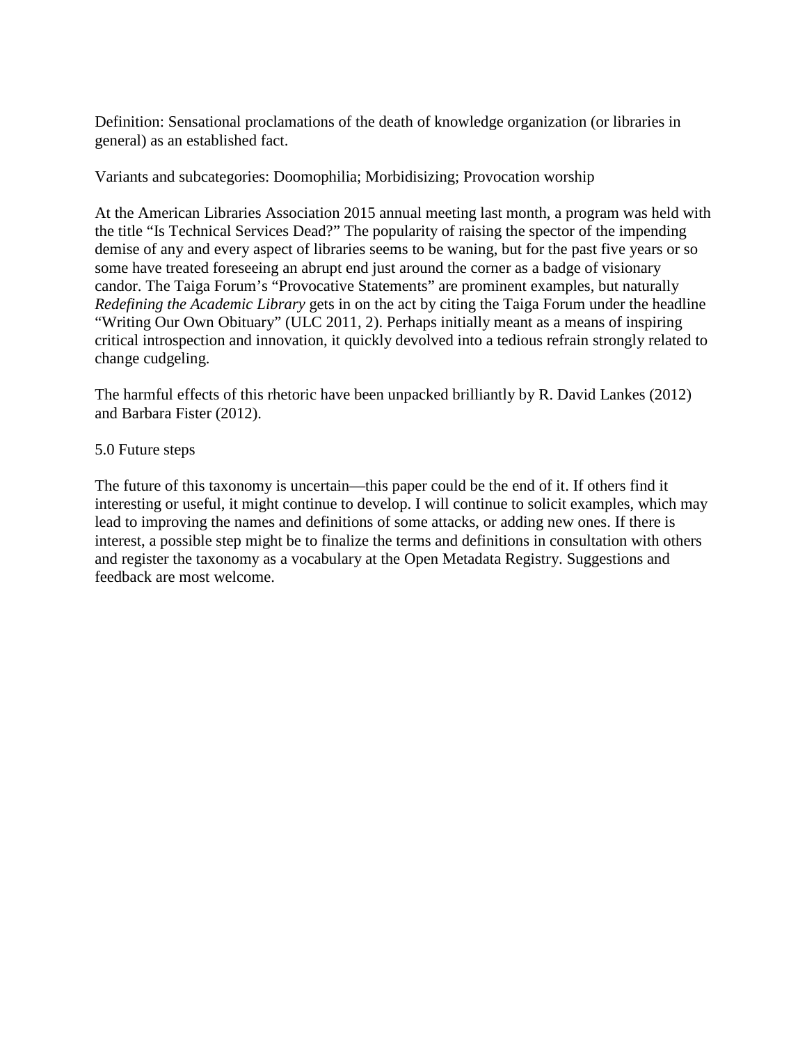Definition: Sensational proclamations of the death of knowledge organization (or libraries in general) as an established fact.

Variants and subcategories: Doomophilia; Morbidisizing; Provocation worship

At the American Libraries Association 2015 annual meeting last month, a program was held with the title “Is Technical Services Dead?” The popularity of raising the spector of the impending demise of any and every aspect of libraries seems to be waning, but for the past five years or so some have treated foreseeing an abrupt end just around the corner as a badge of visionary candor. The Taiga Forum’s “Provocative Statements” are prominent examples, but naturally *Redefining the Academic Library* gets in on the act by citing the Taiga Forum under the headline “Writing Our Own Obituary” (ULC 2011, 2). Perhaps initially meant as a means of inspiring critical introspection and innovation, it quickly devolved into a tedious refrain strongly related to change cudgeling.

The harmful effects of this rhetoric have been unpacked brilliantly by R. David Lankes (2012) and Barbara Fister (2012).

## 5.0 Future steps

The future of this taxonomy is uncertain—this paper could be the end of it. If others find it interesting or useful, it might continue to develop. I will continue to solicit examples, which may lead to improving the names and definitions of some attacks, or adding new ones. If there is interest, a possible step might be to finalize the terms and definitions in consultation with others and register the taxonomy as a vocabulary at the Open Metadata Registry. Suggestions and feedback are most welcome.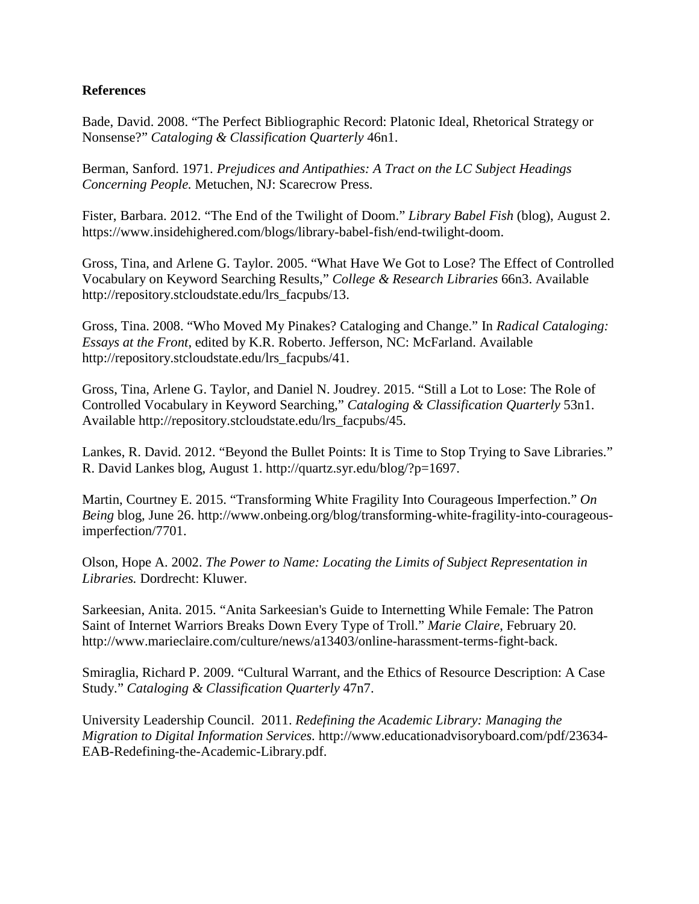## References

Bade, David. 2008. "The Perfect Bibliographic Record: Platonic Ideal, Rhetorical Strategy or Nonsense?" *Cataloging & Classification Quarterly* 46n1.

Berman, Sanford. 1971. *Prejudices and Antipathies: A Tract on the LC Subject Headings Concerning People.* Metuchen, NJ: Scarecrow Press.

Fister, Barbara. 2012. "The End of the Twilight of Doom." *Library Babel Fish* (blog), August 2. https://www.insidehighered.com/blogs/library-babel-fish/end-twilight-doom.

Gross, Tina, and Arlene G. Taylor. 2005. "What Have We Got to Lose? The Effect of Controlled Vocabulary on Keyword Searching Results," *College & Research Libraries* 66n3. Available http://repository.stcloudstate.edu/lrs_facpubs/13.

Gross, Tina. 2008. "Who Moved My Pinakes? Cataloging and Change." In *Radical Cataloging: Essays at the Front*, edited by K.R. Roberto. Jefferson, NC: McFarland. Available http://repository.stcloudstate.edu/lrs_facpubs/41.

Gross, Tina, Arlene G. Taylor, and Daniel N. Joudrey. 2015. "Still a Lot to Lose: The Role of Controlled Vocabulary in Keyword Searching," *Cataloging & Classification Quarterly* 53n1. Available http://repository.stcloudstate.edu/lrs_facpubs/45.

Lankes, R. David. 2012. "Beyond the Bullet Points: It is Time to Stop Trying to Save Libraries." R. David Lankes blog, August 1. http://quartz.syr.edu/blog/?p=1697.

Martin, Courtney E. 2015. "Transforming White Fragility Into Courageous Imperfection." *On Being* blog, June 26. http://www.onbeing.org/blog/transforming-white-fragility-into-courageous-imperfection/7701.

Olson, Hope A. 2002. *The Power to Name: Locating the Limits of Subject Representation in Libraries.* Dordrecht: Kluwer.

Sarkeesian, Anita. 2015. "Anita Sarkeesian's Guide to Internetting While Female: The Patron Saint of Internet Warriors Breaks Down Every Type of Troll." *Marie Claire*, February 20. http://www.marieclaire.com/culture/news/a13403/online-harassment-terms-fight-back.

Smiraglia, Richard P. 2009. "Cultural Warrant, and the Ethics of Resource Description: A Case Study." *Cataloging & Classification Quarterly* 47n7.

University Leadership Council. 2011. *Redefining the Academic Library: Managing the Migration to Digital Information Services.* http://www.educationadvisoryboard.com/pdf/23634-EAB-Redefining-the-Academic-Library.pdf.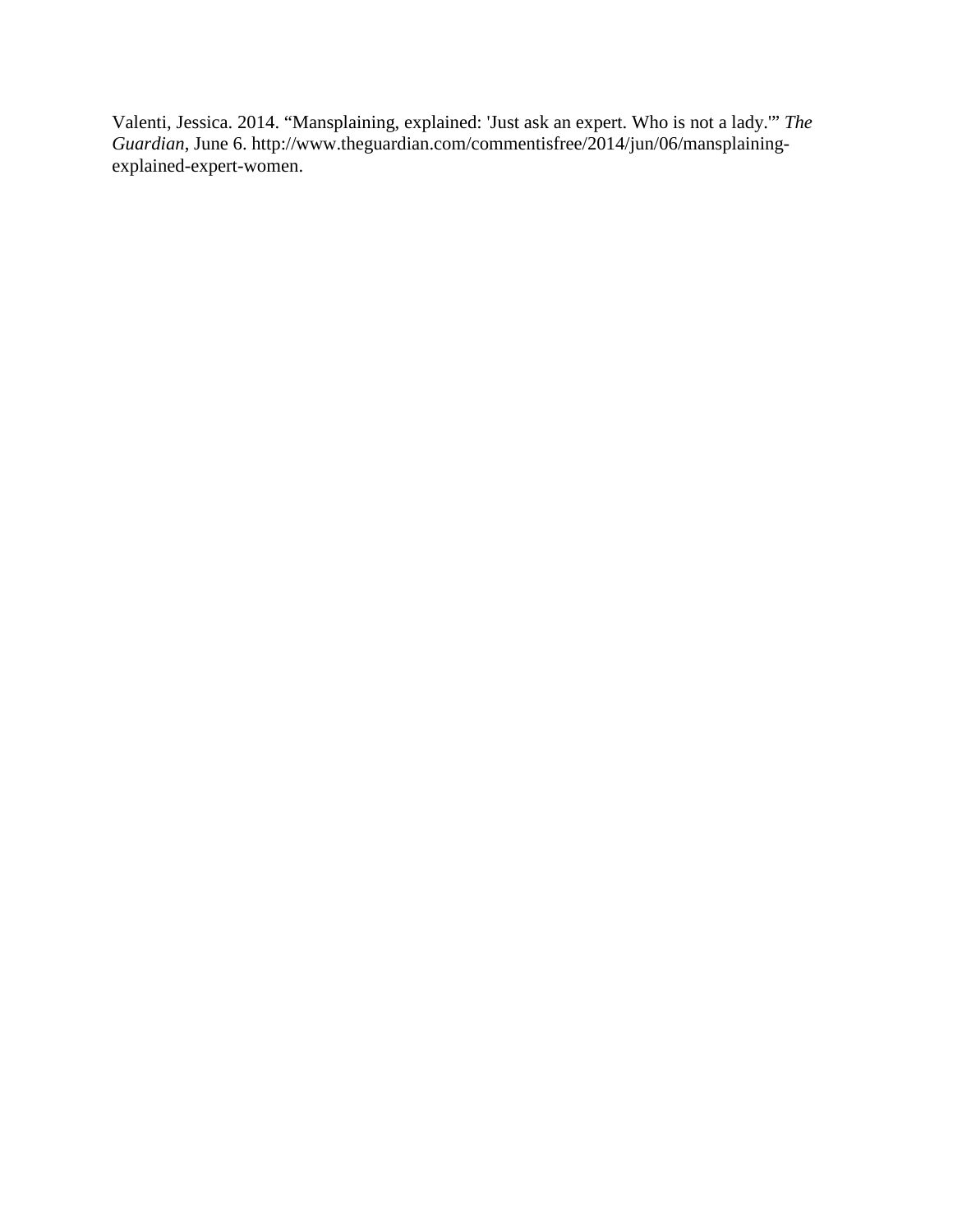Valenti, Jessica. 2014. “Mansplaining, explained: 'Just ask an expert. Who is not a lady.'” *The Guardian*, June 6. http://www.theguardian.com/commentisfree/2014/jun/06/mansplaining-explained-expert-women.